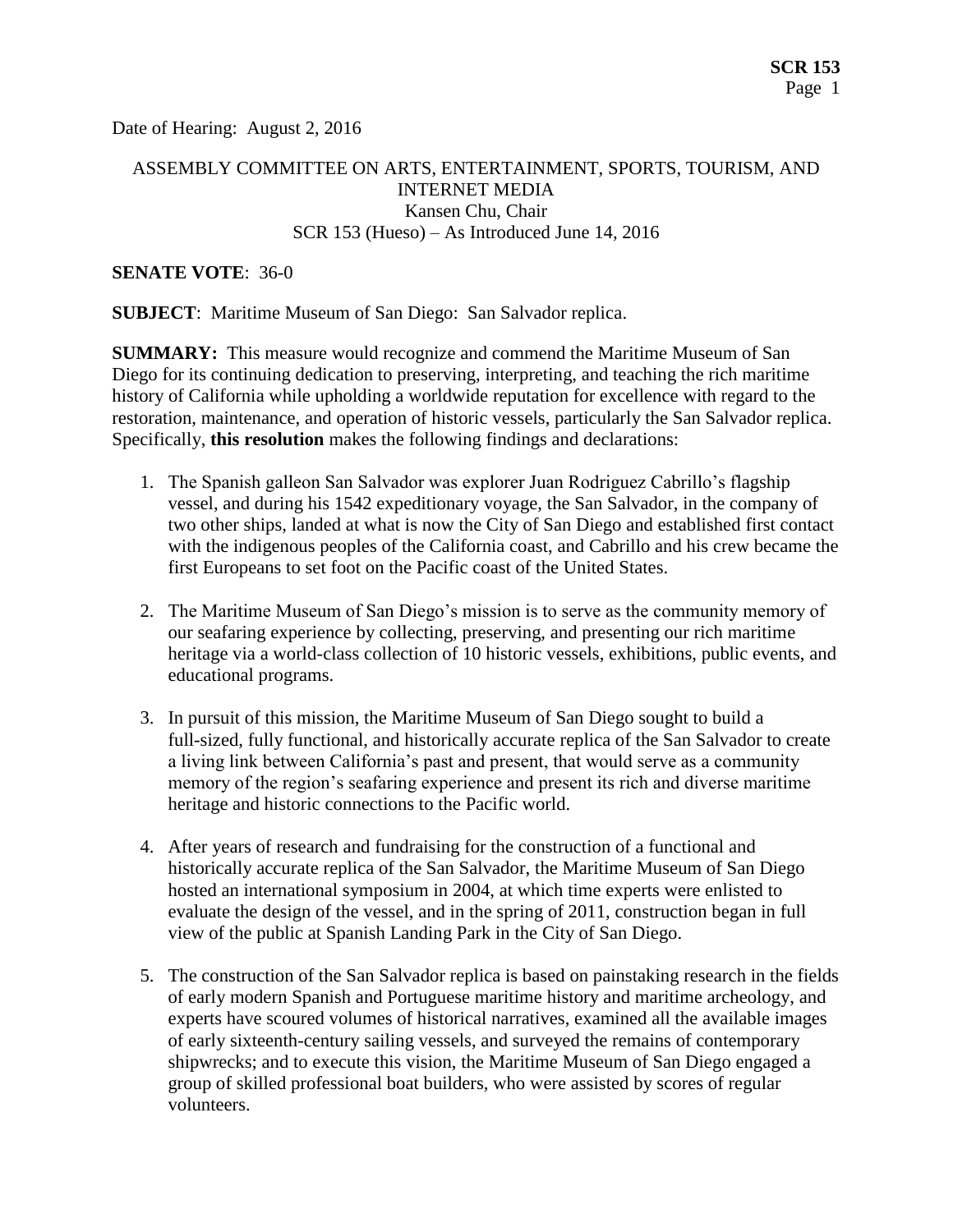Date of Hearing: August 2, 2016

ASSEMBLY COMMITTEE ON ARTS, ENTERTAINMENT, SPORTS, TOURISM, AND INTERNET MEDIA
Kansen Chu, Chair
SCR 153 (Hueso) – As Introduced June 14, 2016

**SENATE VOTE**: 36-0

**SUBJECT**: Maritime Museum of San Diego: San Salvador replica.

**SUMMARY:** This measure would recognize and commend the Maritime Museum of San Diego for its continuing dedication to preserving, interpreting, and teaching the rich maritime history of California while upholding a worldwide reputation for excellence with regard to the restoration, maintenance, and operation of historic vessels, particularly the San Salvador replica. Specifically, **this resolution** makes the following findings and declarations:

1. The Spanish galleon San Salvador was explorer Juan Rodriguez Cabrillo's flagship vessel, and during his 1542 expeditionary voyage, the San Salvador, in the company of two other ships, landed at what is now the City of San Diego and established first contact with the indigenous peoples of the California coast, and Cabrillo and his crew became the first Europeans to set foot on the Pacific coast of the United States.

2. The Maritime Museum of San Diego's mission is to serve as the community memory of our seafaring experience by collecting, preserving, and presenting our rich maritime heritage via a world-class collection of 10 historic vessels, exhibitions, public events, and educational programs.

3. In pursuit of this mission, the Maritime Museum of San Diego sought to build a full-sized, fully functional, and historically accurate replica of the San Salvador to create a living link between California's past and present, that would serve as a community memory of the region's seafaring experience and present its rich and diverse maritime heritage and historic connections to the Pacific world.

4. After years of research and fundraising for the construction of a functional and historically accurate replica of the San Salvador, the Maritime Museum of San Diego hosted an international symposium in 2004, at which time experts were enlisted to evaluate the design of the vessel, and in the spring of 2011, construction began in full view of the public at Spanish Landing Park in the City of San Diego.

5. The construction of the San Salvador replica is based on painstaking research in the fields of early modern Spanish and Portuguese maritime history and maritime archeology, and experts have scoured volumes of historical narratives, examined all the available images of early sixteenth-century sailing vessels, and surveyed the remains of contemporary shipwrecks; and to execute this vision, the Maritime Museum of San Diego engaged a group of skilled professional boat builders, who were assisted by scores of regular volunteers.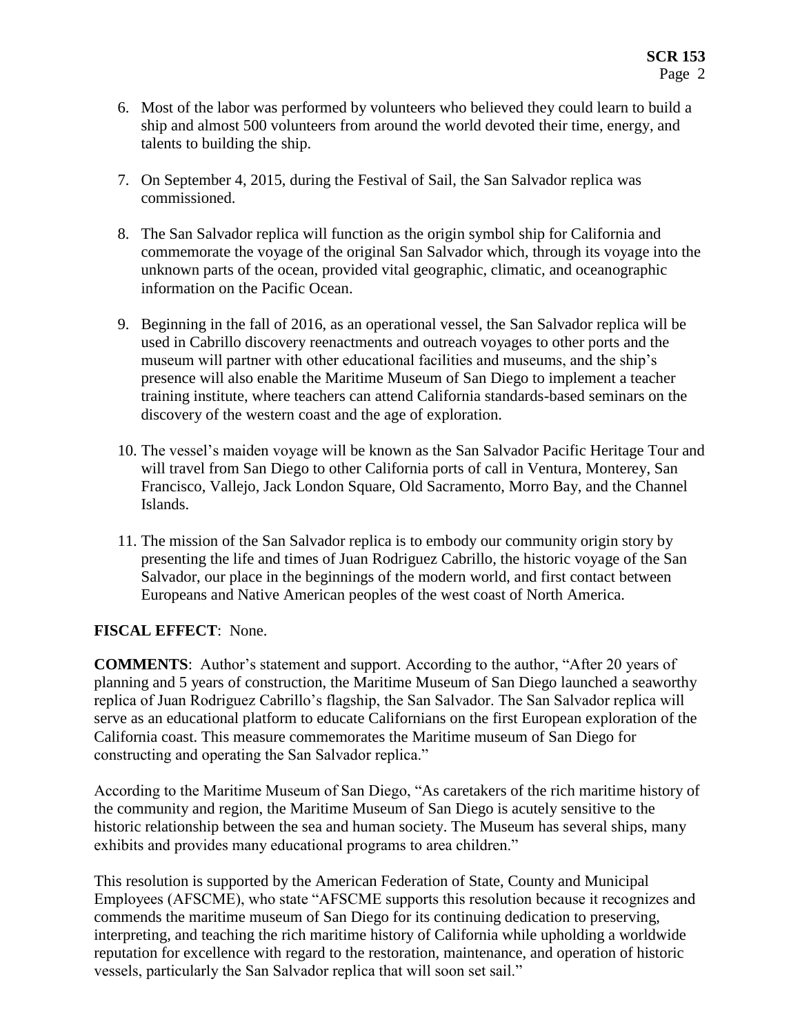6. Most of the labor was performed by volunteers who believed they could learn to build a ship and almost 500 volunteers from around the world devoted their time, energy, and talents to building the ship.

7. On September 4, 2015, during the Festival of Sail, the San Salvador replica was commissioned.

8. The San Salvador replica will function as the origin symbol ship for California and commemorate the voyage of the original San Salvador which, through its voyage into the unknown parts of the ocean, provided vital geographic, climatic, and oceanographic information on the Pacific Ocean.

9. Beginning in the fall of 2016, as an operational vessel, the San Salvador replica will be used in Cabrillo discovery reenactments and outreach voyages to other ports and the museum will partner with other educational facilities and museums, and the ship's presence will also enable the Maritime Museum of San Diego to implement a teacher training institute, where teachers can attend California standards-based seminars on the discovery of the western coast and the age of exploration.

10. The vessel's maiden voyage will be known as the San Salvador Pacific Heritage Tour and will travel from San Diego to other California ports of call in Ventura, Monterey, San Francisco, Vallejo, Jack London Square, Old Sacramento, Morro Bay, and the Channel Islands.

11. The mission of the San Salvador replica is to embody our community origin story by presenting the life and times of Juan Rodriguez Cabrillo, the historic voyage of the San Salvador, our place in the beginnings of the modern world, and first contact between Europeans and Native American peoples of the west coast of North America.

**FISCAL EFFECT**: None.

**COMMENTS**: Author's statement and support. According to the author, "After 20 years of planning and 5 years of construction, the Maritime Museum of San Diego launched a seaworthy replica of Juan Rodriguez Cabrillo's flagship, the San Salvador. The San Salvador replica will serve as an educational platform to educate Californians on the first European exploration of the California coast. This measure commemorates the Maritime museum of San Diego for constructing and operating the San Salvador replica."

According to the Maritime Museum of San Diego, "As caretakers of the rich maritime history of the community and region, the Maritime Museum of San Diego is acutely sensitive to the historic relationship between the sea and human society. The Museum has several ships, many exhibits and provides many educational programs to area children."

This resolution is supported by the American Federation of State, County and Municipal Employees (AFSCME), who state "AFSCME supports this resolution because it recognizes and commends the maritime museum of San Diego for its continuing dedication to preserving, interpreting, and teaching the rich maritime history of California while upholding a worldwide reputation for excellence with regard to the restoration, maintenance, and operation of historic vessels, particularly the San Salvador replica that will soon set sail."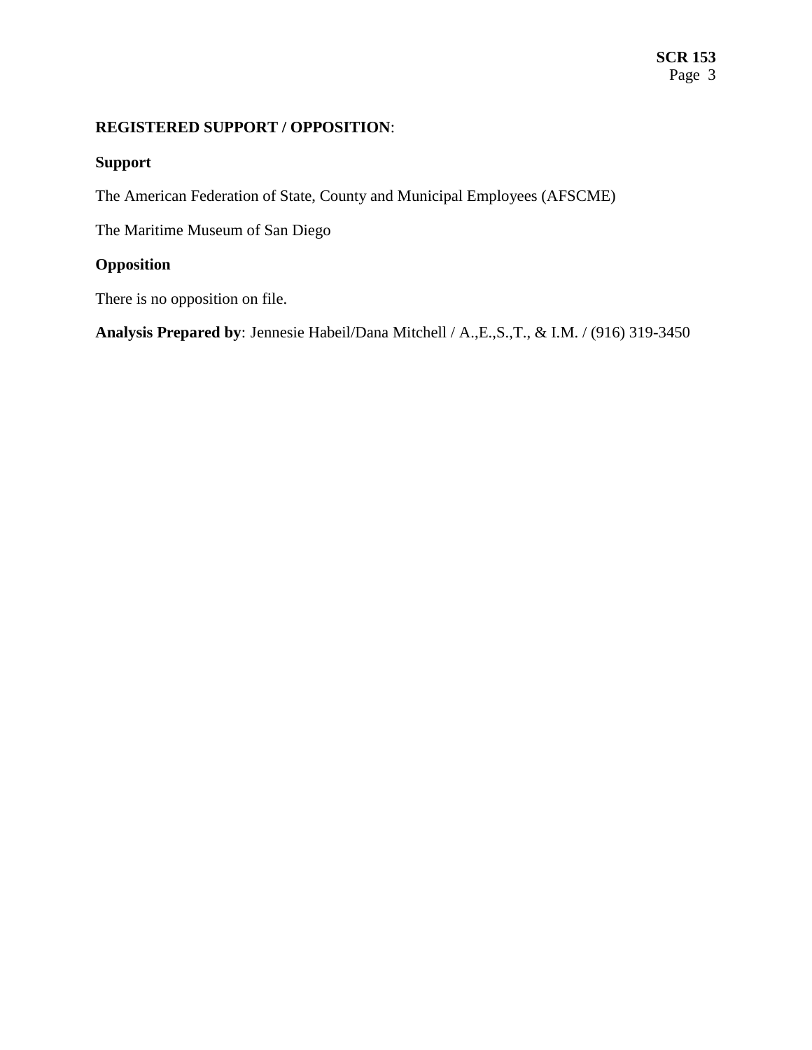**REGISTERED SUPPORT / OPPOSITION**:

**Support**

The American Federation of State, County and Municipal Employees (AFSCME)

The Maritime Museum of San Diego

**Opposition**

There is no opposition on file.

**Analysis Prepared by**: Jennesie Habeil/Dana Mitchell / A.,E.,S.,T., & I.M. / (916) 319-3450